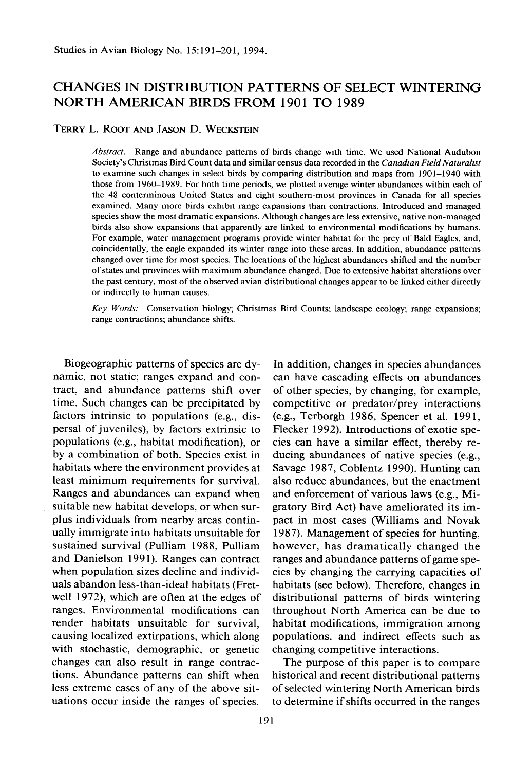# CHANGES IN DISTRIBUTION PATTERNS OF SELECT WINTERING NORTH AMERICAN BIRDS FROM 1901 TO 1989

TERRY L. ROOT AND JASON D. WECKSTEIN

*Abstract.* Range and abundance patterns of birds change with time. We used National Audubon Society's Christmas Bird Count data and similar census data recorded in the *Canadian Field Naturalist* to examine such changes in select birds by comparing distribution and maps from 1901–1940 with those from 1960–1989. For both time periods, we plotted average winter abundances within each of the 48 conterminous United States and eight southern-most provinces in Canada for all species examined. Many more birds exhibit range expansions than contractions. Introduced and managed species show the most dramatic expansions. Although changes are less extensive, native non-managed birds also show expansions that apparently are linked to environmental modifications by humans. For example, water management programs provide winter habitat for the prey of Bald Eagles, and, coincidentally, the eagle expanded its winter range into these areas. In addition, abundance patterns changed over time for most species. The locations of the highest abundances shifted and the number of states and provinces with maximum abundance changed. Due to extensive habitat alterations over the past century, most of the observed avian distributional changes appear to be linked either directly or indirectly to human causes.

*Key Words:* Conservation biology; Christmas Bird Counts; landscape ecology; range expansions; range contractions; abundance shifts.

Biogeographic patterns of species are dynamic, not static; ranges expand and contract, and abundance patterns shift over time. Such changes can be precipitated by factors intrinsic to populations (e.g., dispersal of juveniles), by factors extrinsic to populations (e.g., habitat modification), or by a combination of both. Species exist in habitats where the environment provides at least minimum requirements for survival. Ranges and abundances can expand when suitable new habitat develops, or when surplus individuals from nearby areas continually immigrate into habitats unsuitable for sustained survival (Pulliam 1988, Pulliam and Danielson 1991). Ranges can contract when population sizes decline and individuals abandon less-than-ideal habitats (Fretwell 1972), which are often at the edges of ranges. Environmental modifications can render habitats unsuitable for survival, causing localized extirpations, which along with stochastic, demographic, or genetic changes can also result in range contractions. Abundance patterns can shift when less extreme cases of any of the above situations occur inside the ranges of species.

In addition, changes in species abundances can have cascading effects on abundances of other species, by changing, for example, competitive or predator/prey interactions (e.g., Terborgh 1986, Spencer et al. 1991, Flecker 1992). Introductions of exotic species can have a similar effect, thereby reducing abundances of native species (e.g., Savage 1987, Coblentz 1990). Hunting can also reduce abundances, but the enactment and enforcement of various laws (e.g., Migratory Bird Act) have ameliorated its impact in most cases (Williams and Novak 1987). Management of species for hunting, however, has dramatically changed the ranges and abundance patterns of game species by changing the carrying capacities of habitats (see below). Therefore, changes in distributional patterns of birds wintering throughout North America can be due to habitat modifications, immigration among populations, and indirect effects such as changing competitive interactions.

The purpose of this paper is to compare historical and recent distributional patterns of selected wintering North American birds to determine if shifts occurred in the ranges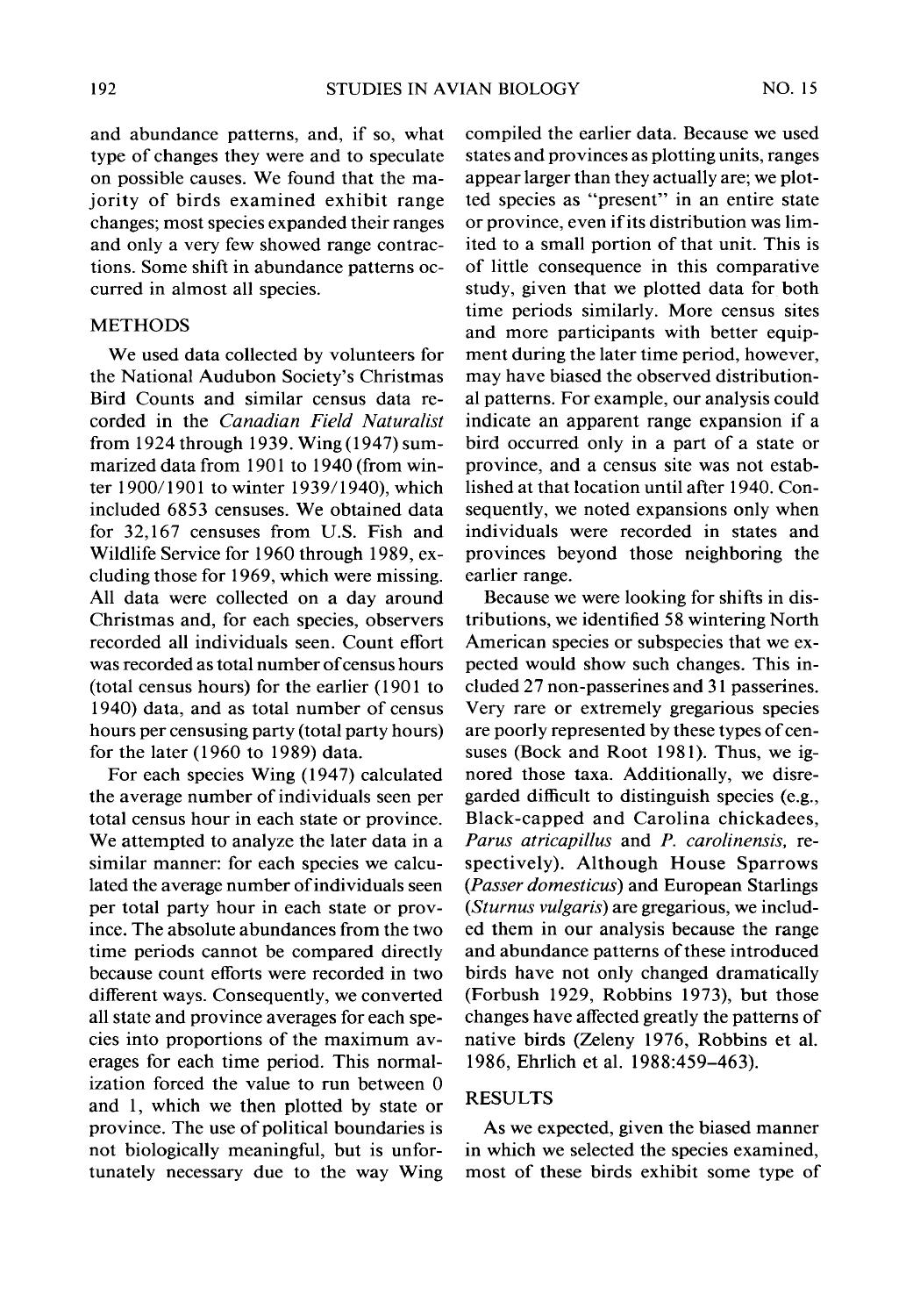and abundance patterns, and, if so, what type of changes they were and to speculate on possible causes. We found that the majority of birds examined exhibit range changes; most species expanded their ranges and only a very few showed range contractions. Some shift in abundance patterns occurred in almost all species.

## METHODS

We used data collected by volunteers for the National Audubon Society's Christmas Bird Counts and similar census data recorded in the *Canadian Field Naturalist* from 1924 through 1939. Wing (1947) summarized data from 1901 to 1940 (from winter 1900/1901 to winter 1939/1940), which included 6853 censuses. We obtained data for 32,167 censuses from U.S. Fish and Wildlife Service for 1960 through 1989, excluding those for 1969, which were missing. All data were collected on a day around Christmas and, for each species, observers recorded all individuals seen. Count effort was recorded as total number of census hours (total census hours) for the earlier (1901 to 1940) data, and as total number of census hours per censusing party (total party hours) for the later (1960 to 1989) data.

For each species Wing (1947) calculated the average number of individuals seen per total census hour in each state or province. We attempted to analyze the later data in a similar manner: for each species we calculated the average number of individuals seen per total party hour in each state or province. The absolute abundances from the two time periods cannot be compared directly because count efforts were recorded in two different ways. Consequently, we converted all state and province averages for each species into proportions of the maximum averages for each time period. This normalization forced the value to run between 0 and 1, which we then plotted by state or province. The use of political boundaries is not biologically meaningful, but is unfortunately necessary due to the way Wing compiled the earlier data. Because we used states and provinces as plotting units, ranges appear larger than they actually are; we plotted species as "present" in an entire state or province, even if its distribution was limited to a small portion of that unit. This is of little consequence in this comparative study, given that we plotted data for both time periods similarly. More census sites and more participants with better equipment during the later time period, however, may have biased the observed distributional patterns. For example, our analysis could indicate an apparent range expansion if a bird occurred only in a part of a state or province, and a census site was not established at that location until after 1940. Consequently, we noted expansions only when individuals were recorded in states and provinces beyond those neighboring the earlier range.

Because we were looking for shifts in distributions, we identified 58 wintering North American species or subspecies that we expected would show such changes. This included 27 non-passerines and 31 passerines. Very rare or extremely gregarious species are poorly represented by these types of censuses (Bock and Root 1981). Thus, we ignored those taxa. Additionally, we disregarded difficult to distinguish species (e.g., Black-capped and Carolina chickadees, *Parus atricapillus* and *P. carolinensis*, respectively). Although House Sparrows (*Passer domesticus*) and European Starlings (*Sturnus vulgaris*) are gregarious, we included them in our analysis because the range and abundance patterns of these introduced birds have not only changed dramatically (Forbush 1929, Robbins 1973), but those changes have affected greatly the patterns of native birds (Zeleny 1976, Robbins et al. 1986, Ehrlich et al. 1988:459–463).

## RESULTS

As we expected, given the biased manner in which we selected the species examined, most of these birds exhibit some type of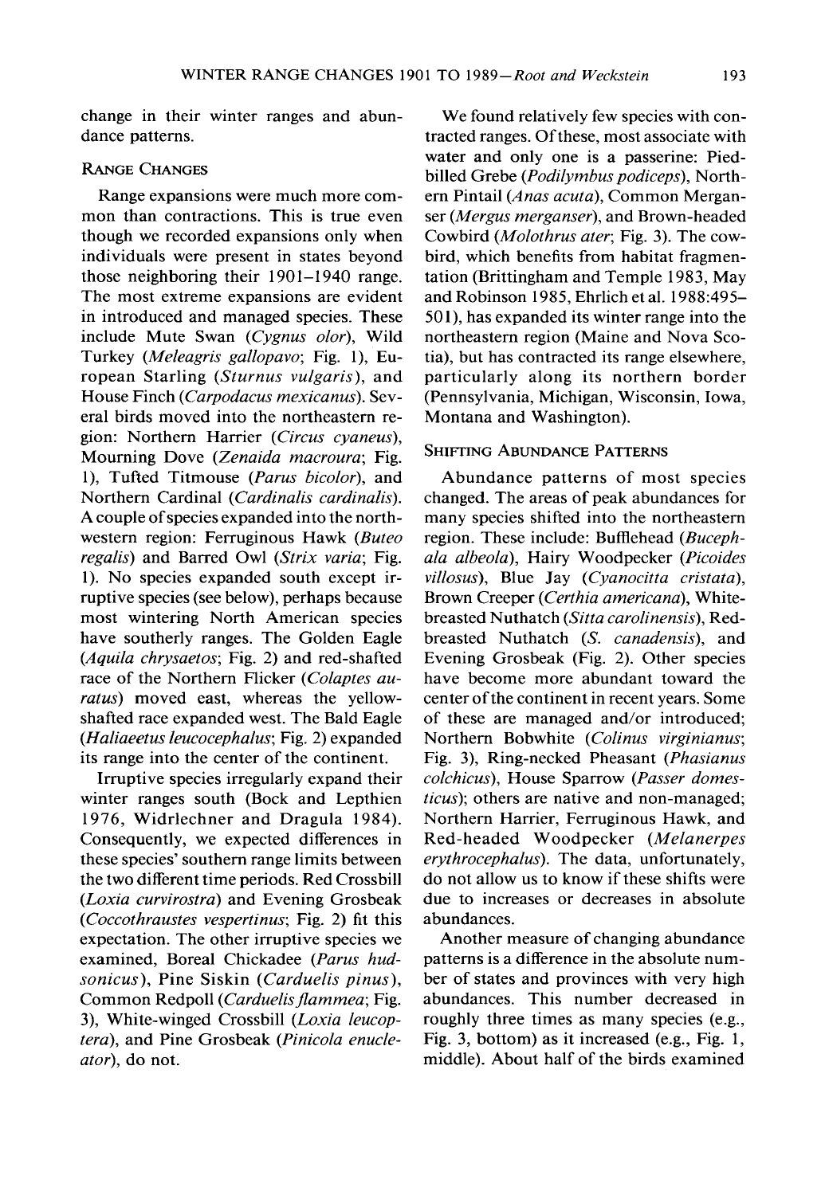change in their winter ranges and abundance patterns.

### Range Changes

Range expansions were much more common than contractions. This is true even though we recorded expansions only when individuals were present in states beyond those neighboring their 1901–1940 range. The most extreme expansions are evident in introduced and managed species. These include Mute Swan (*Cygnus olor*), Wild Turkey (*Meleagris gallopavo*; Fig. 1), European Starling (*Sturnus vulgaris*), and House Finch (*Carpodacus mexicanus*). Several birds moved into the northeastern region: Northern Harrier (*Circus cyaneus*), Mourning Dove (*Zenaida macroura*; Fig. 1), Tufted Titmouse (*Parus bicolor*), and Northern Cardinal (*Cardinalis cardinalis*). A couple of species expanded into the northwestern region: Ferruginous Hawk (*Buteo regalis*) and Barred Owl (*Strix varia*; Fig. 1). No species expanded south except irruptive species (see below), perhaps because most wintering North American species have southerly ranges. The Golden Eagle (*Aquila chrysaetos*; Fig. 2) and red-shafted race of the Northern Flicker (*Colaptes auratus*) moved east, whereas the yellow-shafted race expanded west. The Bald Eagle (*Haliaeetus leucocephalus*; Fig. 2) expanded its range into the center of the continent.

Irruptive species irregularly expand their winter ranges south (Bock and Lepthien 1976, Widrlechner and Dragula 1984). Consequently, we expected differences in these species' southern range limits between the two different time periods. Red Crossbill (*Loxia curvirostra*) and Evening Grosbeak (*Coccothraustes vespertinus*; Fig. 2) fit this expectation. The other irruptive species we examined, Boreal Chickadee (*Parus hudsonicus*), Pine Siskin (*Carduelis pinus*), Common Redpoll (*Carduelis flammea*; Fig. 3), White-winged Crossbill (*Loxia leucoptera*), and Pine Grosbeak (*Pinicola enucleator*), do not.

We found relatively few species with contracted ranges. Of these, most associate with water and only one is a passerine: Pied-billed Grebe (*Podilymbus podiceps*), Northern Pintail (*Anas acuta*), Common Merganser (*Mergus merganser*), and Brown-headed Cowbird (*Molothrus ater*; Fig. 3). The cowbird, which benefits from habitat fragmentation (Brittingham and Temple 1983, May and Robinson 1985, Ehrlich et al. 1988:495–501), has expanded its winter range into the northeastern region (Maine and Nova Scotia), but has contracted its range elsewhere, particularly along its northern border (Pennsylvania, Michigan, Wisconsin, Iowa, Montana and Washington).

### Shifting Abundance Patterns

Abundance patterns of most species changed. The areas of peak abundances for many species shifted into the northeastern region. These include: Bufflehead (*Bucephala albeola*), Hairy Woodpecker (*Picoides villosus*), Blue Jay (*Cyanocitta cristata*), Brown Creeper (*Certhia americana*), White-breasted Nuthatch (*Sitta carolinensis*), Red-breasted Nuthatch (*S. canadensis*), and Evening Grosbeak (Fig. 2). Other species have become more abundant toward the center of the continent in recent years. Some of these are managed and/or introduced; Northern Bobwhite (*Colinus virginianus*; Fig. 3), Ring-necked Pheasant (*Phasianus colchicus*), House Sparrow (*Passer domesticus*); others are native and non-managed; Northern Harrier, Ferruginous Hawk, and Red-headed Woodpecker (*Melanerpes erythrocephalus*). The data, unfortunately, do not allow us to know if these shifts were due to increases or decreases in absolute abundances.

Another measure of changing abundance patterns is a difference in the absolute number of states and provinces with very high abundances. This number decreased in roughly three times as many species (e.g., Fig. 3, bottom) as it increased (e.g., Fig. 1, middle). About half of the birds examined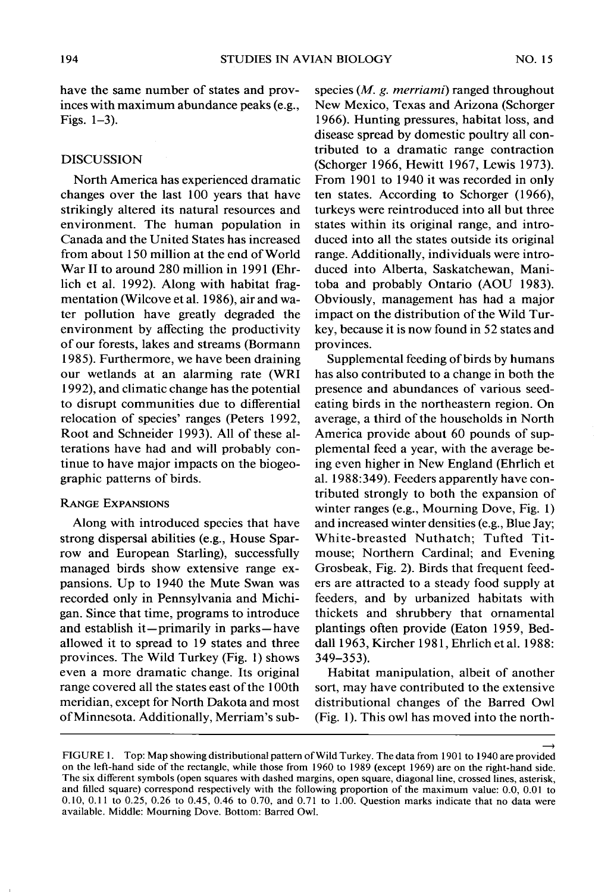have the same number of states and provinces with maximum abundance peaks (e.g., Figs. 1–3).

## DISCUSSION

North America has experienced dramatic changes over the last 100 years that have strikingly altered its natural resources and environment. The human population in Canada and the United States has increased from about 150 million at the end of World War II to around 280 million in 1991 (Ehrlich et al. 1992). Along with habitat fragmentation (Wilcove et al. 1986), air and water pollution have greatly degraded the environment by affecting the productivity of our forests, lakes and streams (Bormann 1985). Furthermore, we have been draining our wetlands at an alarming rate (WRI 1992), and climatic change has the potential to disrupt communities due to differential relocation of species' ranges (Peters 1992, Root and Schneider 1993). All of these alterations have had and will probably continue to have major impacts on the biogeographic patterns of birds.

### RANGE EXPANSIONS

Along with introduced species that have strong dispersal abilities (e.g., House Sparrow and European Starling), successfully managed birds show extensive range expansions. Up to 1940 the Mute Swan was recorded only in Pennsylvania and Michigan. Since that time, programs to introduce and establish it—primarily in parks—have allowed it to spread to 19 states and three provinces. The Wild Turkey (Fig. 1) shows even a more dramatic change. Its original range covered all the states east of the 100th meridian, except for North Dakota and most of Minnesota. Additionally, Merriam's subspecies (*M. g. merriami*) ranged throughout New Mexico, Texas and Arizona (Schorger 1966). Hunting pressures, habitat loss, and disease spread by domestic poultry all contributed to a dramatic range contraction (Schorger 1966, Hewitt 1967, Lewis 1973). From 1901 to 1940 it was recorded in only ten states. According to Schorger (1966), turkeys were reintroduced into all but three states within its original range, and introduced into all the states outside its original range. Additionally, individuals were introduced into Alberta, Saskatchewan, Manitoba and probably Ontario (AOU 1983). Obviously, management has had a major impact on the distribution of the Wild Turkey, because it is now found in 52 states and provinces.

Supplemental feeding of birds by humans has also contributed to a change in both the presence and abundances of various seed-eating birds in the northeastern region. On average, a third of the households in North America provide about 60 pounds of supplemental feed a year, with the average being even higher in New England (Ehrlich et al. 1988:349). Feeders apparently have contributed strongly to both the expansion of winter ranges (e.g., Mourning Dove, Fig. 1) and increased winter densities (e.g., Blue Jay; White-breasted Nuthatch; Tufted Titmouse; Northern Cardinal; and Evening Grosbeak, Fig. 2). Birds that frequent feeders are attracted to a steady food supply at feeders, and by urbanized habitats with thickets and shrubbery that ornamental plantings often provide (Eaton 1959, Beddall 1963, Kircher 1981, Ehrlich et al. 1988: 349–353).

Habitat manipulation, albeit of another sort, may have contributed to the extensive distributional changes of the Barred Owl (Fig. 1). This owl has moved into the north-

FIGURE 1. Top: Map showing distributional pattern of Wild Turkey. The data from 1901 to 1940 are provided on the left-hand side of the rectangle, while those from 1960 to 1989 (except 1969) are on the right-hand side. The six different symbols (open squares with dashed margins, open square, diagonal line, crossed lines, asterisk, and filled square) correspond respectively with the following proportion of the maximum value: 0.0, 0.01 to 0.10, 0.11 to 0.25, 0.26 to 0.45, 0.46 to 0.70, and 0.71 to 1.00. Question marks indicate that no data were available. Middle: Mourning Dove. Bottom: Barred Owl.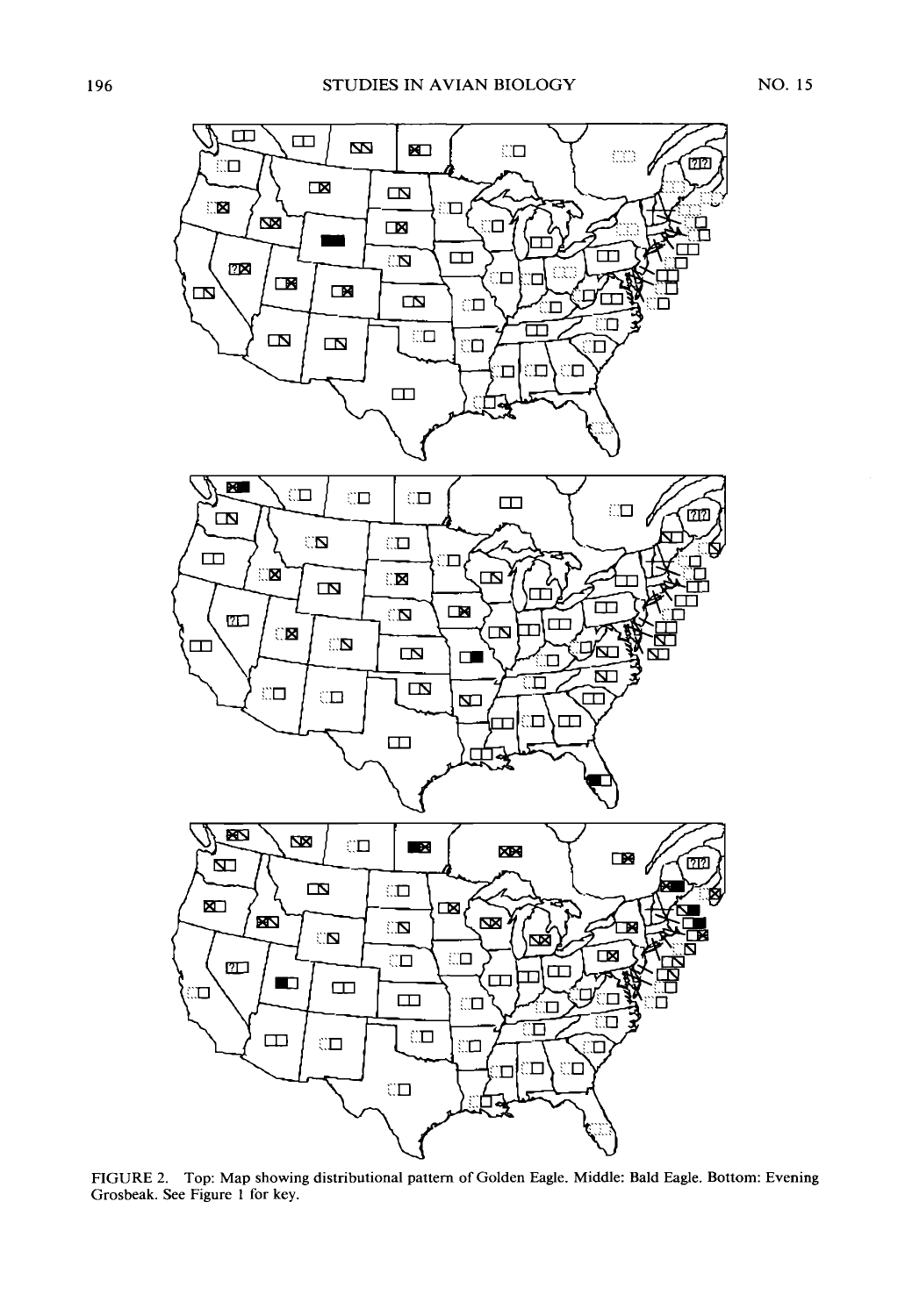FIGURE 2. Top: Map showing distributional pattern of Golden Eagle. Middle: Bald Eagle. Bottom: Evening Grosbeak. See Figure 1 for key.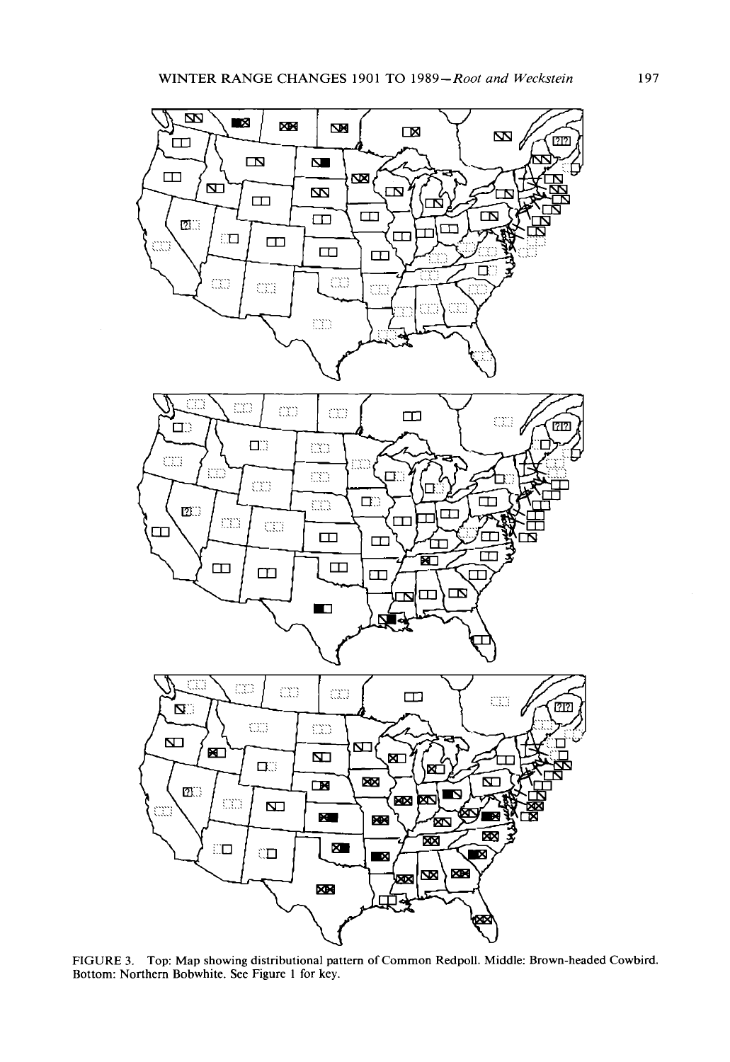FIGURE 3. Top: Map showing distributional pattern of Common Redpoll. Middle: Brown-headed Cowbird. Bottom: Northern Bobwhite. See Figure 1 for key.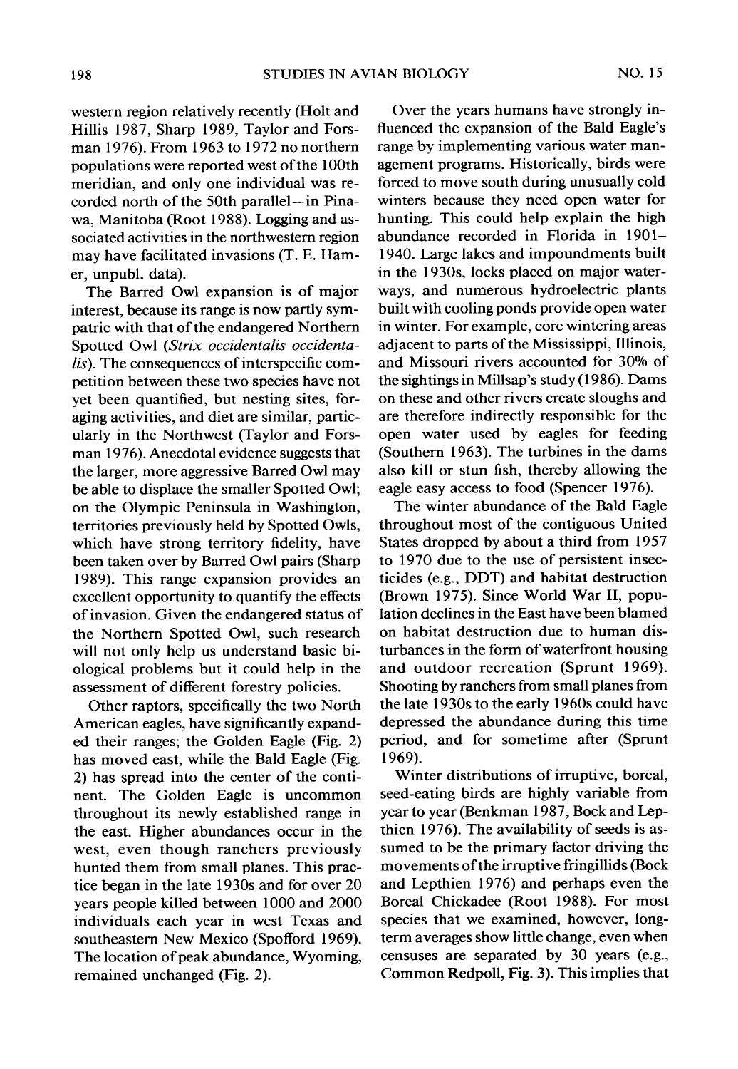western region relatively recently (Holt and Hillis 1987, Sharp 1989, Taylor and Forsman 1976). From 1963 to 1972 no northern populations were reported west of the 100th meridian, and only one individual was recorded north of the 50th parallel—in Pinawa, Manitoba (Root 1988). Logging and associated activities in the northwestern region may have facilitated invasions (T. E. Hamer, unpubl. data).

The Barred Owl expansion is of major interest, because its range is now partly sympatric with that of the endangered Northern Spotted Owl (*Strix occidentalis occidentalis*). The consequences of interspecific competition between these two species have not yet been quantified, but nesting sites, foraging activities, and diet are similar, particularly in the Northwest (Taylor and Forsman 1976). Anecdotal evidence suggests that the larger, more aggressive Barred Owl may be able to displace the smaller Spotted Owl; on the Olympic Peninsula in Washington, territories previously held by Spotted Owls, which have strong territory fidelity, have been taken over by Barred Owl pairs (Sharp 1989). This range expansion provides an excellent opportunity to quantify the effects of invasion. Given the endangered status of the Northern Spotted Owl, such research will not only help us understand basic biological problems but it could help in the assessment of different forestry policies.

Other raptors, specifically the two North American eagles, have significantly expanded their ranges; the Golden Eagle (Fig. 2) has moved east, while the Bald Eagle (Fig. 2) has spread into the center of the continent. The Golden Eagle is uncommon throughout its newly established range in the east. Higher abundances occur in the west, even though ranchers previously hunted them from small planes. This practice began in the late 1930s and for over 20 years people killed between 1000 and 2000 individuals each year in west Texas and southeastern New Mexico (Spofford 1969). The location of peak abundance, Wyoming, remained unchanged (Fig. 2).

Over the years humans have strongly influenced the expansion of the Bald Eagle's range by implementing various water management programs. Historically, birds were forced to move south during unusually cold winters because they need open water for hunting. This could help explain the high abundance recorded in Florida in 1901–1940. Large lakes and impoundments built in the 1930s, locks placed on major waterways, and numerous hydroelectric plants built with cooling ponds provide open water in winter. For example, core wintering areas adjacent to parts of the Mississippi, Illinois, and Missouri rivers accounted for 30% of the sightings in Millsap's study (1986). Dams on these and other rivers create sloughs and are therefore indirectly responsible for the open water used by eagles for feeding (Southern 1963). The turbines in the dams also kill or stun fish, thereby allowing the eagle easy access to food (Spencer 1976).

The winter abundance of the Bald Eagle throughout most of the contiguous United States dropped by about a third from 1957 to 1970 due to the use of persistent insecticides (e.g., DDT) and habitat destruction (Brown 1975). Since World War II, population declines in the East have been blamed on habitat destruction due to human disturbances in the form of waterfront housing and outdoor recreation (Sprunt 1969). Shooting by ranchers from small planes from the late 1930s to the early 1960s could have depressed the abundance during this time period, and for sometime after (Sprunt 1969).

Winter distributions of irruptive, boreal, seed-eating birds are highly variable from year to year (Benkman 1987, Bock and Lepthien 1976). The availability of seeds is assumed to be the primary factor driving the movements of the irruptive fringillids (Bock and Lepthien 1976) and perhaps even the Boreal Chickadee (Root 1988). For most species that we examined, however, long-term averages show little change, even when censuses are separated by 30 years (e.g., Common Redpoll, Fig. 3). This implies that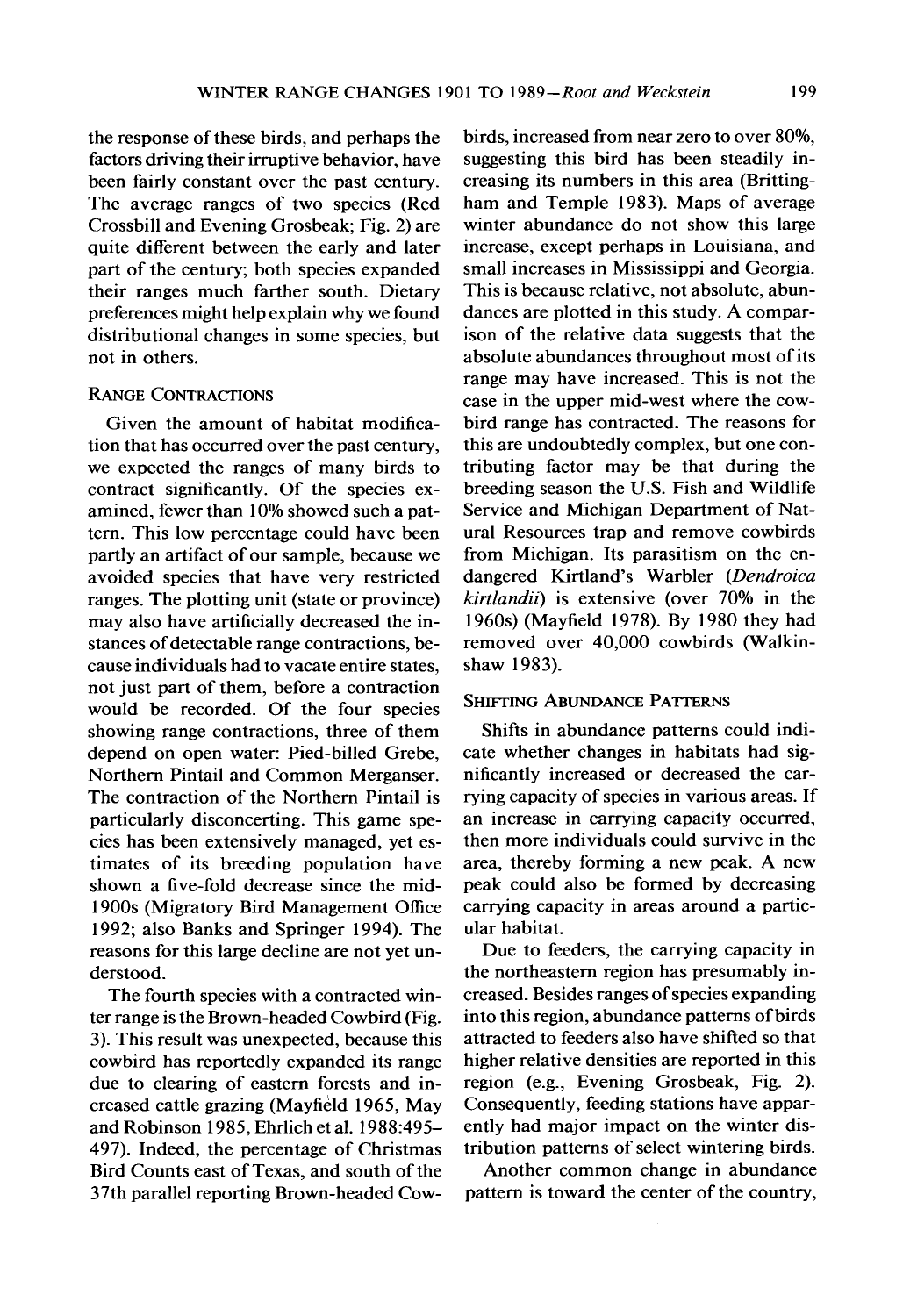the response of these birds, and perhaps the factors driving their irruptive behavior, have been fairly constant over the past century. The average ranges of two species (Red Crossbill and Evening Grosbeak; Fig. 2) are quite different between the early and later part of the century; both species expanded their ranges much farther south. Dietary preferences might help explain why we found distributional changes in some species, but not in others.

### Range Contractions

Given the amount of habitat modification that has occurred over the past century, we expected the ranges of many birds to contract significantly. Of the species examined, fewer than 10% showed such a pattern. This low percentage could have been partly an artifact of our sample, because we avoided species that have very restricted ranges. The plotting unit (state or province) may also have artificially decreased the instances of detectable range contractions, because individuals had to vacate entire states, not just part of them, before a contraction would be recorded. Of the four species showing range contractions, three of them depend on open water: Pied-billed Grebe, Northern Pintail and Common Merganser. The contraction of the Northern Pintail is particularly disconcerting. This game species has been extensively managed, yet estimates of its breeding population have shown a five-fold decrease since the mid-1900s (Migratory Bird Management Office 1992; also Banks and Springer 1994). The reasons for this large decline are not yet understood.

The fourth species with a contracted winter range is the Brown-headed Cowbird (Fig. 3). This result was unexpected, because this cowbird has reportedly expanded its range due to clearing of eastern forests and increased cattle grazing (Mayfield 1965, May and Robinson 1985, Ehrlich et al. 1988:495–497). Indeed, the percentage of Christmas Bird Counts east of Texas, and south of the 37th parallel reporting Brown-headed Cowbirds, increased from near zero to over 80%, suggesting this bird has been steadily increasing its numbers in this area (Brittingham and Temple 1983). Maps of average winter abundance do not show this large increase, except perhaps in Louisiana, and small increases in Mississippi and Georgia. This is because relative, not absolute, abundances are plotted in this study. A comparison of the relative data suggests that the absolute abundances throughout most of its range may have increased. This is not the case in the upper mid-west where the cowbird range has contracted. The reasons for this are undoubtedly complex, but one contributing factor may be that during the breeding season the U.S. Fish and Wildlife Service and Michigan Department of Natural Resources trap and remove cowbirds from Michigan. Its parasitism on the endangered Kirtland's Warbler (*Dendroica kirtlandii*) is extensive (over 70% in the 1960s) (Mayfield 1978). By 1980 they had removed over 40,000 cowbirds (Walkinshaw 1983).

### Shifting Abundance Patterns

Shifts in abundance patterns could indicate whether changes in habitats had significantly increased or decreased the carrying capacity of species in various areas. If an increase in carrying capacity occurred, then more individuals could survive in the area, thereby forming a new peak. A new peak could also be formed by decreasing carrying capacity in areas around a particular habitat.

Due to feeders, the carrying capacity in the northeastern region has presumably increased. Besides ranges of species expanding into this region, abundance patterns of birds attracted to feeders also have shifted so that higher relative densities are reported in this region (e.g., Evening Grosbeak, Fig. 2). Consequently, feeding stations have apparently had major impact on the winter distribution patterns of select wintering birds.

Another common change in abundance pattern is toward the center of the country,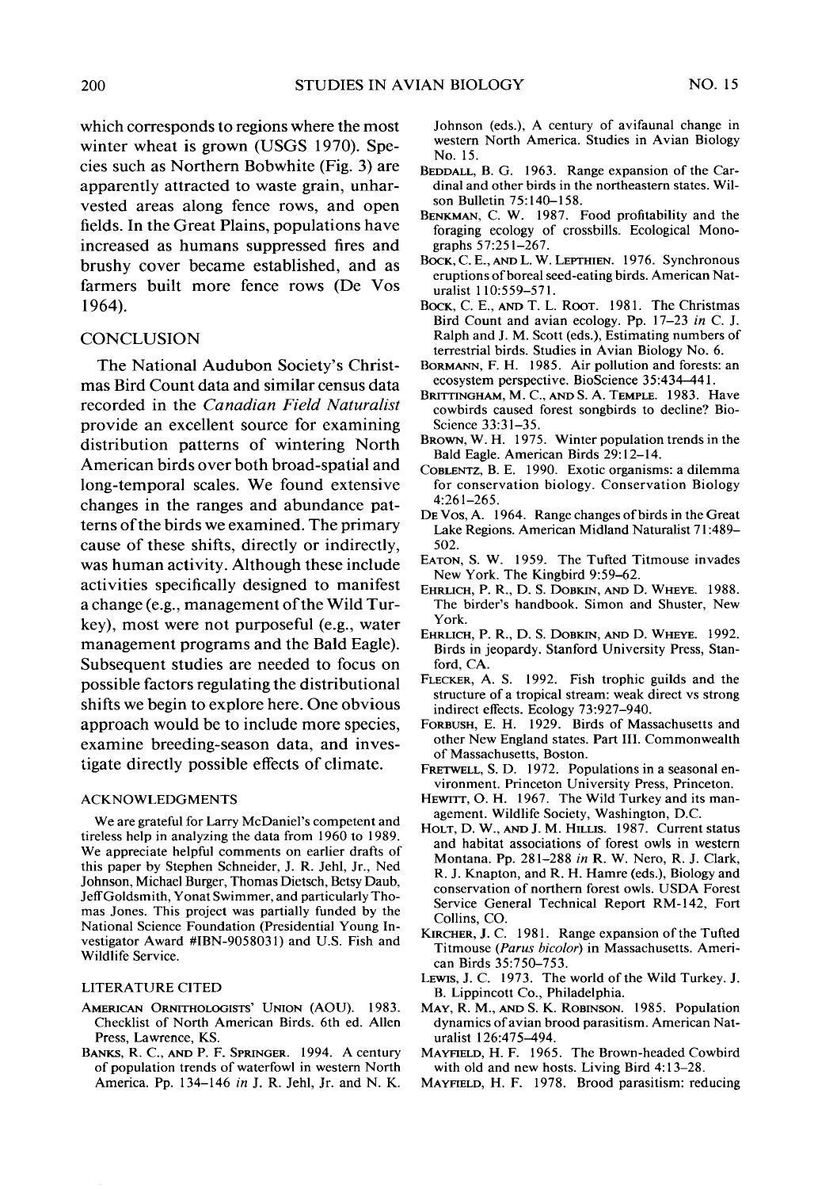which corresponds to regions where the most winter wheat is grown (USGS 1970). Species such as Northern Bobwhite (Fig. 3) are apparently attracted to waste grain, unharvested areas along fence rows, and open fields. In the Great Plains, populations have increased as humans suppressed fires and brushy cover became established, and as farmers built more fence rows (De Vos 1964).

## CONCLUSION

The National Audubon Society's Christmas Bird Count data and similar census data recorded in the *Canadian Field Naturalist* provide an excellent source for examining distribution patterns of wintering North American birds over both broad-spatial and long-temporal scales. We found extensive changes in the ranges and abundance patterns of the birds we examined. The primary cause of these shifts, directly or indirectly, was human activity. Although these include activities specifically designed to manifest a change (e.g., management of the Wild Turkey), most were not purposeful (e.g., water management programs and the Bald Eagle). Subsequent studies are needed to focus on possible factors regulating the distributional shifts we begin to explore here. One obvious approach would be to include more species, examine breeding-season data, and investigate directly possible effects of climate.

### ACKNOWLEDGMENTS

We are grateful for Larry McDaniel's competent and tireless help in analyzing the data from 1960 to 1989. We appreciate helpful comments on earlier drafts of this paper by Stephen Schneider, J. R. Jehl, Jr., Ned Johnson, Michael Burger, Thomas Dietsch, Betsy Daub, Jeff Goldsmith, Yonat Swimmer, and particularly Thomas Jones. This project was partially funded by the National Science Foundation (Presidential Young Investigator Award #IBN-9058031) and U.S. Fish and Wildlife Service.

### LITERATURE CITED

AMERICAN ORNITHOLOGISTS' UNION (AOU). 1983. Checklist of North American Birds. 6th ed. Allen Press, Lawrence, KS.

BANKS, R. C., AND P. F. SPRINGER. 1994. A century of population trends of waterfowl in western North America. Pp. 134–146 *in* J. R. Jehl, Jr. and N. K. Johnson (eds.), A century of avifaunal change in western North America. Studies in Avian Biology No. 15.

BEDDALL, B. G. 1963. Range expansion of the Cardinal and other birds in the northeastern states. Wilson Bulletin 75:140–158.

BENKMAN, C. W. 1987. Food profitability and the foraging ecology of crossbills. Ecological Monographs 57:251–267.

BOCK, C. E., AND L. W. LEPTHIEN. 1976. Synchronous eruptions of boreal seed-eating birds. American Naturalist 110:559–571.

BOCK, C. E., AND T. L. ROOT. 1981. The Christmas Bird Count and avian ecology. Pp. 17–23 *in* C. J. Ralph and J. M. Scott (eds.), Estimating numbers of terrestrial birds. Studies in Avian Biology No. 6.

BORMANN, F. H. 1985. Air pollution and forests: an ecosystem perspective. BioScience 35:434–441.

BRITTINGHAM, M. C., AND S. A. TEMPLE. 1983. Have cowbirds caused forest songbirds to decline? BioScience 33:31–35.

BROWN, W. H. 1975. Winter population trends in the Bald Eagle. American Birds 29:12–14.

COBLENTZ, B. E. 1990. Exotic organisms: a dilemma for conservation biology. Conservation Biology 4:261–265.

DE VOS, A. 1964. Range changes of birds in the Great Lake Regions. American Midland Naturalist 71:489–502.

EATON, S. W. 1959. The Tufted Titmouse invades New York. The Kingbird 9:59–62.

EHRLICH, P. R., D. S. DOBKIN, AND D. WHEYE. 1988. The birder's handbook. Simon and Shuster, New York.

EHRLICH, P. R., D. S. DOBKIN, AND D. WHEYE. 1992. Birds in jeopardy. Stanford University Press, Stanford, CA.

FLECKER, A. S. 1992. Fish trophic guilds and the structure of a tropical stream: weak direct vs strong indirect effects. Ecology 73:927–940.

FORBUSH, E. H. 1929. Birds of Massachusetts and other New England states. Part III. Commonwealth of Massachusetts, Boston.

FRETWELL, S. D. 1972. Populations in a seasonal environment. Princeton University Press, Princeton.

HEWITT, O. H. 1967. The Wild Turkey and its management. Wildlife Society, Washington, D.C.

HOLT, D. W., AND J. M. HILLIS. 1987. Current status and habitat associations of forest owls in western Montana. Pp. 281–288 *in* R. W. Nero, R. J. Clark, R. J. Knapton, and R. H. Hamre (eds.), Biology and conservation of northern forest owls. USDA Forest Service General Technical Report RM-142, Fort Collins, CO.

KIRCHER, J. C. 1981. Range expansion of the Tufted Titmouse (*Parus bicolor*) in Massachusetts. American Birds 35:750–753.

LEWIS, J. C. 1973. The world of the Wild Turkey. J. B. Lippincott Co., Philadelphia.

MAY, R. M., AND S. K. ROBINSON. 1985. Population dynamics of avian brood parasitism. American Naturalist 126:475–494.

MAYFIELD, H. F. 1965. The Brown-headed Cowbird with old and new hosts. Living Bird 4:13–28.

MAYFIELD, H. F. 1978. Brood parasitism: reducing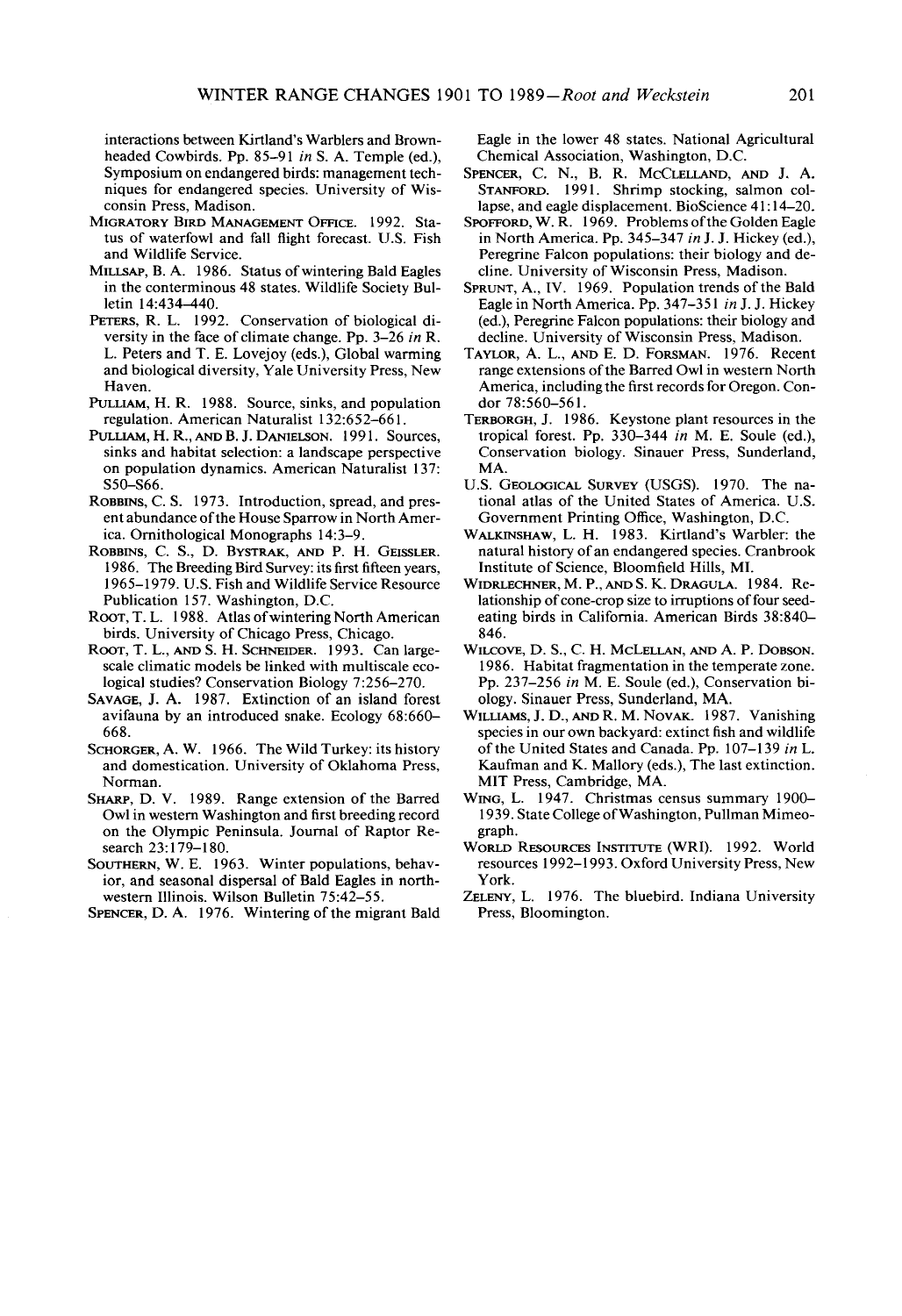interactions between Kirtland's Warblers and Brown-headed Cowbirds. Pp. 85–91 *in* S. A. Temple (ed.), Symposium on endangered birds: management techniques for endangered species. University of Wisconsin Press, Madison.

MIGRATORY BIRD MANAGEMENT OFFICE. 1992. Status of waterfowl and fall flight forecast. U.S. Fish and Wildlife Service.

MILLSAP, B. A. 1986. Status of wintering Bald Eagles in the conterminous 48 states. Wildlife Society Bulletin 14:434–440.

PETERS, R. L. 1992. Conservation of biological diversity in the face of climate change. Pp. 3–26 *in* R. L. Peters and T. E. Lovejoy (eds.), Global warming and biological diversity, Yale University Press, New Haven.

PULLIAM, H. R. 1988. Source, sinks, and population regulation. American Naturalist 132:652–661.

PULLIAM, H. R., AND B. J. DANIELSON. 1991. Sources, sinks and habitat selection: a landscape perspective on population dynamics. American Naturalist 137: S50–S66.

ROBBINS, C. S. 1973. Introduction, spread, and present abundance of the House Sparrow in North America. Ornithological Monographs 14:3–9.

ROBBINS, C. S., D. BYSTRAK, AND P. H. GEISSLER. 1986. The Breeding Bird Survey: its first fifteen years, 1965–1979. U.S. Fish and Wildlife Service Resource Publication 157. Washington, D.C.

ROOT, T. L. 1988. Atlas of wintering North American birds. University of Chicago Press, Chicago.

ROOT, T. L., AND S. H. SCHNEIDER. 1993. Can large-scale climatic models be linked with multiscale ecological studies? Conservation Biology 7:256–270.

SAVAGE, J. A. 1987. Extinction of an island forest avifauna by an introduced snake. Ecology 68:660–668.

SCHORGER, A. W. 1966. The Wild Turkey: its history and domestication. University of Oklahoma Press, Norman.

SHARP, D. V. 1989. Range extension of the Barred Owl in western Washington and first breeding record on the Olympic Peninsula. Journal of Raptor Research 23:179–180.

SOUTHERN, W. E. 1963. Winter populations, behavior, and seasonal dispersal of Bald Eagles in northwestern Illinois. Wilson Bulletin 75:42–55.

SPENCER, D. A. 1976. Wintering of the migrant Bald Eagle in the lower 48 states. National Agricultural Chemical Association, Washington, D.C.

SPENCER, C. N., B. R. MCCLELLAND, AND J. A. STANFORD. 1991. Shrimp stocking, salmon collapse, and eagle displacement. BioScience 41:14–20.

SPOFFORD, W. R. 1969. Problems of the Golden Eagle in North America. Pp. 345–347 *in* J. J. Hickey (ed.), Peregrine Falcon populations: their biology and decline. University of Wisconsin Press, Madison.

SPRUNT, A., IV. 1969. Population trends of the Bald Eagle in North America. Pp. 347–351 *in* J. J. Hickey (ed.), Peregrine Falcon populations: their biology and decline. University of Wisconsin Press, Madison.

TAYLOR, A. L., AND E. D. FORSMAN. 1976. Recent range extensions of the Barred Owl in western North America, including the first records for Oregon. Condor 78:560–561.

TERBORGH, J. 1986. Keystone plant resources in the tropical forest. Pp. 330–344 *in* M. E. Soule (ed.), Conservation biology. Sinauer Press, Sunderland, MA.

U.S. GEOLOGICAL SURVEY (USGS). 1970. The national atlas of the United States of America. U.S. Government Printing Office, Washington, D.C.

WALKINSHAW, L. H. 1983. Kirtland's Warbler: the natural history of an endangered species. Cranbrook Institute of Science, Bloomfield Hills, MI.

WIDRLECHNER, M. P., AND S. K. DRAGULA. 1984. Relationship of cone-crop size to irruptions of four seed-eating birds in California. American Birds 38:840–846.

WILCOVE, D. S., C. H. MCLELLAN, AND A. P. DOBSON. 1986. Habitat fragmentation in the temperate zone. Pp. 237–256 *in* M. E. Soule (ed.), Conservation biology. Sinauer Press, Sunderland, MA.

WILLIAMS, J. D., AND R. M. NOVAK. 1987. Vanishing species in our own backyard: extinct fish and wildlife of the United States and Canada. Pp. 107–139 *in* L. Kaufman and K. Mallory (eds.), The last extinction. MIT Press, Cambridge, MA.

WING, L. 1947. Christmas census summary 1900–1939. State College of Washington, Pullman Mimeograph.

WORLD RESOURCES INSTITUTE (WRI). 1992. World resources 1992–1993. Oxford University Press, New York.

ZELENY, L. 1976. The bluebird. Indiana University Press, Bloomington.